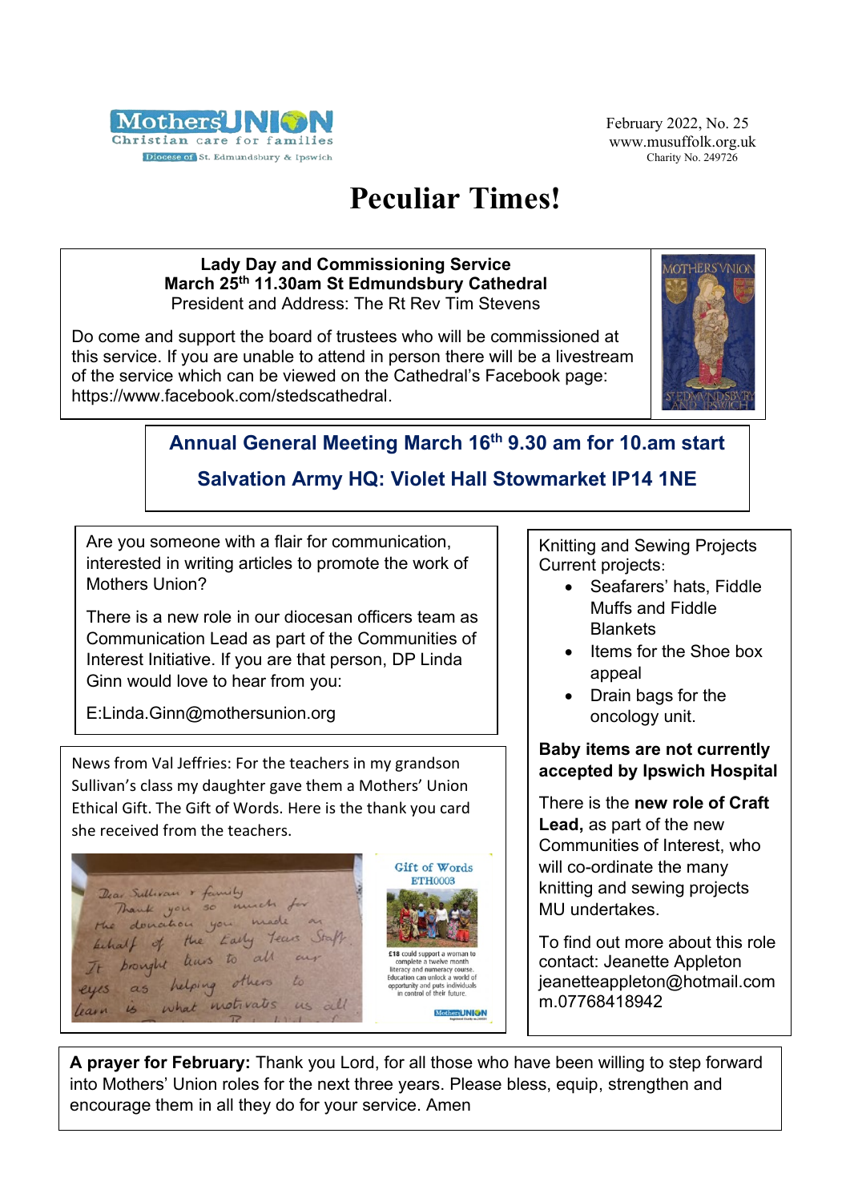Mothers' Union
Christian care for families
Diocese of St. Edmundsbury & Ipswich

February 2022, No. 25
www.musuffolk.org.uk
Charity No. 249726

# Peculiar Times!

**Lady Day and Commissioning Service**
**March 25th 11.30am St Edmundsbury Cathedral**
President and Address: The Rt Rev Tim Stevens

Do come and support the board of trustees who will be commissioned at this service. If you are unable to attend in person there will be a livestream of the service which can be viewed on the Cathedral's Facebook page: https://www.facebook.com/stedscathedral.

**Annual General Meeting March 16th 9.30 am for 10.am start**

**Salvation Army HQ: Violet Hall Stowmarket IP14 1NE**

Are you someone with a flair for communication, interested in writing articles to promote the work of Mothers Union?

There is a new role in our diocesan officers team as Communication Lead as part of the Communities of Interest Initiative. If you are that person, DP Linda Ginn would love to hear from you:

E:Linda.Ginn@mothersunion.org

News from Val Jeffries: For the teachers in my grandson Sullivan's class my daughter gave them a Mothers' Union Ethical Gift. The Gift of Words. Here is the thank you card she received from the teachers.

Dear Sullivan + family
Thank you so much for the donation you made on behalf of the Early Years Staff. It brought tears to all our eyes as helping others to learn is what motivates us all

Gift of Words
ETH0003

£18 could support a woman to complete a twelve month literacy and numeracy course. Education can unlock a world of opportunity and puts individuals in control of their future.

Knitting and Sewing Projects
Current projects:

- Seafarers' hats, Fiddle Muffs and Fiddle Blankets
- Items for the Shoe box appeal
- Drain bags for the oncology unit.

**Baby items are not currently accepted by Ipswich Hospital**

There is the **new role of Craft Lead,** as part of the new Communities of Interest, who will co-ordinate the many knitting and sewing projects MU undertakes.

To find out more about this role contact: Jeanette Appleton
jeanetteappleton@hotmail.com
m.07768418942

**A prayer for February:** Thank you Lord, for all those who have been willing to step forward into Mothers' Union roles for the next three years. Please bless, equip, strengthen and encourage them in all they do for your service. Amen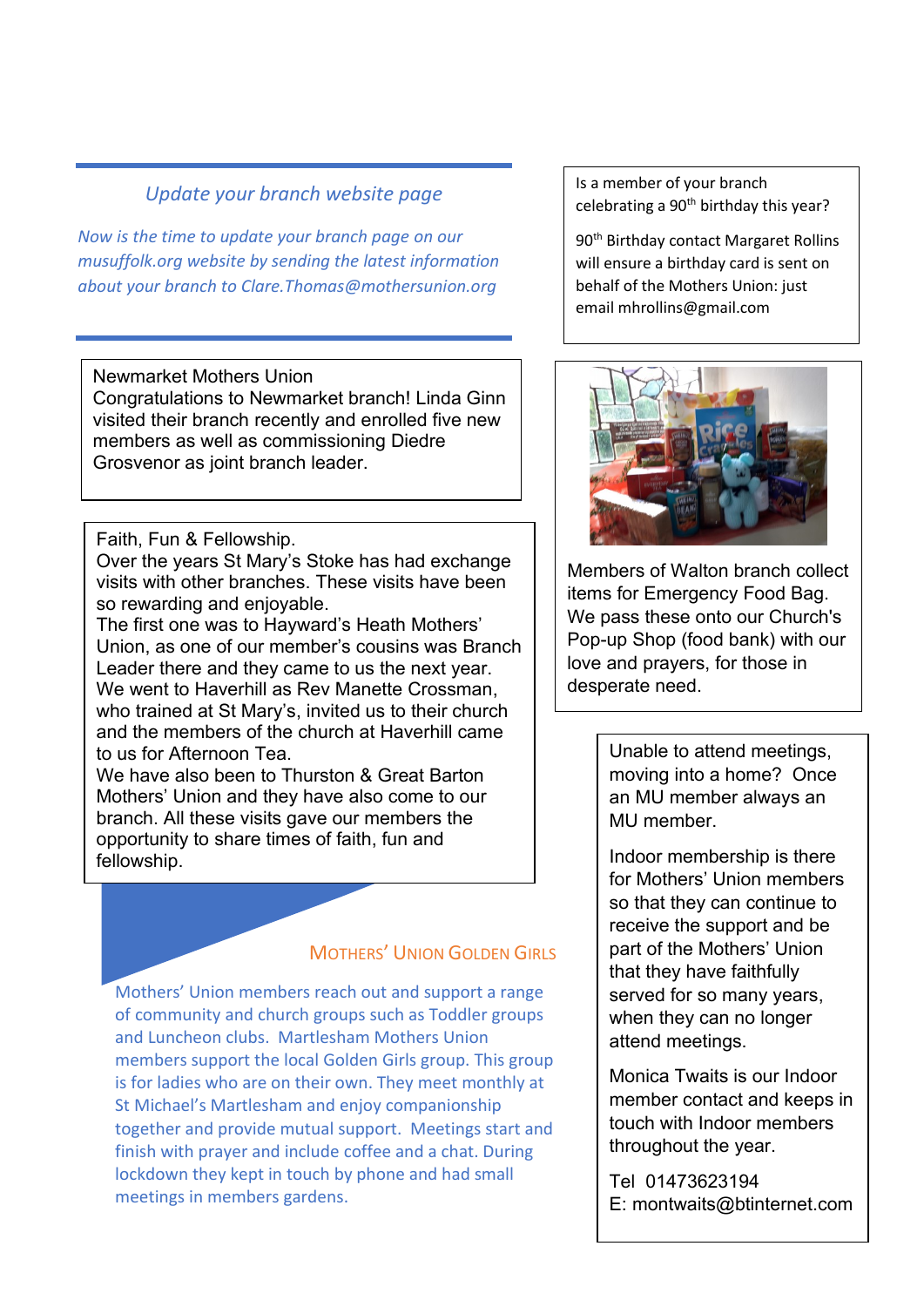## *Update your branch website page*

*Now is the time to update your branch page on our musuffolk.org website by sending the latest information about your branch to Clare.Thomas@mothersunion.org*

Is a member of your branch celebrating a 90th birthday this year?

90th Birthday contact Margaret Rollins will ensure a birthday card is sent on behalf of the Mothers Union: just email mhrollins@gmail.com

Newmarket Mothers Union
Congratulations to Newmarket branch! Linda Ginn visited their branch recently and enrolled five new members as well as commissioning Diedre Grosvenor as joint branch leader.

Members of Walton branch collect items for Emergency Food Bag. We pass these onto our Church's Pop-up Shop (food bank) with our love and prayers, for those in desperate need.

Faith, Fun & Fellowship.
Over the years St Mary's Stoke has had exchange visits with other branches. These visits have been so rewarding and enjoyable.
The first one was to Hayward's Heath Mothers' Union, as one of our member's cousins was Branch Leader there and they came to us the next year.
We went to Haverhill as Rev Manette Crossman, who trained at St Mary's, invited us to their church and the members of the church at Haverhill came to us for Afternoon Tea.
We have also been to Thurston & Great Barton Mothers' Union and they have also come to our branch. All these visits gave our members the opportunity to share times of faith, fun and fellowship.

Unable to attend meetings, moving into a home? Once an MU member always an MU member.

Indoor membership is there for Mothers' Union members so that they can continue to receive the support and be part of the Mothers' Union that they have faithfully served for so many years, when they can no longer attend meetings.

Monica Twaits is our Indoor member contact and keeps in touch with Indoor members throughout the year.

Tel 01473623194
E: montwaits@btinternet.com

## Mothers' Union Golden Girls

Mothers' Union members reach out and support a range of community and church groups such as Toddler groups and Luncheon clubs. Martlesham Mothers Union members support the local Golden Girls group. This group is for ladies who are on their own. They meet monthly at St Michael's Martlesham and enjoy companionship together and provide mutual support. Meetings start and finish with prayer and include coffee and a chat. During lockdown they kept in touch by phone and had small meetings in members gardens.